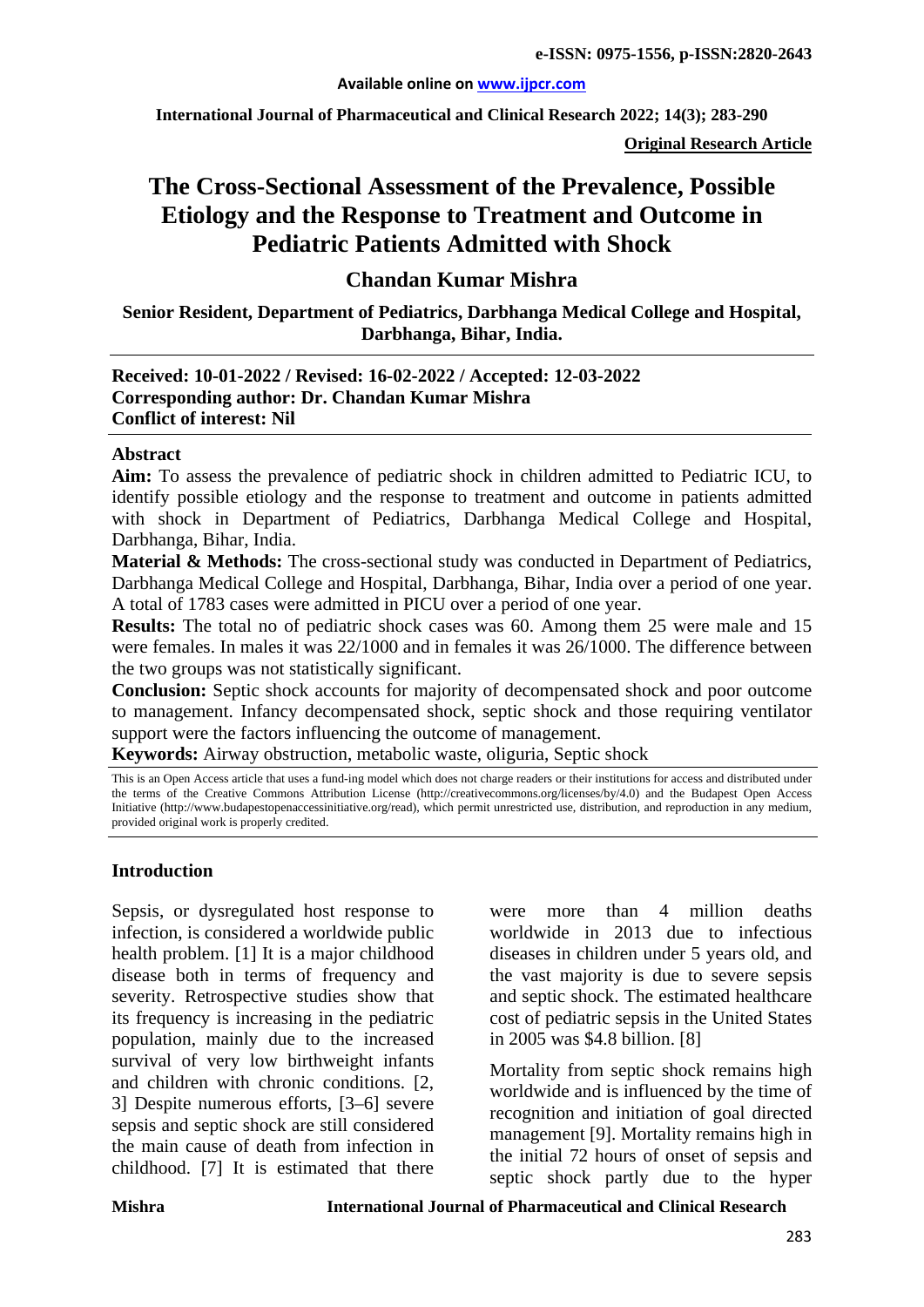# The Cross-Sectional Assessment of the Prevalence, Possible Etiology and the Response to Treatment and Outcome in Pediatric Patients Admitted with Shock

## Chandan Kumar Mishra

**Senior Resident, Department of Pediatrics, Darbhanga Medical College and Hospital, Darbhanga, Bihar, India.**

**Received: 10-01-2022 / Revised: 16-02-2022 / Accepted: 12-03-2022**
**Corresponding author: Dr. Chandan Kumar Mishra**
**Conflict of interest: Nil**

### Abstract

**Aim:** To assess the prevalence of pediatric shock in children admitted to Pediatric ICU, to identify possible etiology and the response to treatment and outcome in patients admitted with shock in Department of Pediatrics, Darbhanga Medical College and Hospital, Darbhanga, Bihar, India.

**Material & Methods:** The cross-sectional study was conducted in Department of Pediatrics, Darbhanga Medical College and Hospital, Darbhanga, Bihar, India over a period of one year. A total of 1783 cases were admitted in PICU over a period of one year.

**Results:** The total no of pediatric shock cases was 60. Among them 25 were male and 15 were females. In males it was 22/1000 and in females it was 26/1000. The difference between the two groups was not statistically significant.

**Conclusion:** Septic shock accounts for majority of decompensated shock and poor outcome to management. Infancy decompensated shock, septic shock and those requiring ventilator support were the factors influencing the outcome of management.

**Keywords:** Airway obstruction, metabolic waste, oliguria, Septic shock

This is an Open Access article that uses a fund-ing model which does not charge readers or their institutions for access and distributed under the terms of the Creative Commons Attribution License (http://creativecommons.org/licenses/by/4.0) and the Budapest Open Access Initiative (http://www.budapestopenaccessinitiative.org/read), which permit unrestricted use, distribution, and reproduction in any medium, provided original work is properly credited.

### Introduction

Sepsis, or dysregulated host response to infection, is considered a worldwide public health problem. [1] It is a major childhood disease both in terms of frequency and severity. Retrospective studies show that its frequency is increasing in the pediatric population, mainly due to the increased survival of very low birthweight infants and children with chronic conditions. [2, 3] Despite numerous efforts, [3–6] severe sepsis and septic shock are still considered the main cause of death from infection in childhood. [7] It is estimated that there were more than 4 million deaths worldwide in 2013 due to infectious diseases in children under 5 years old, and the vast majority is due to severe sepsis and septic shock. The estimated healthcare cost of pediatric sepsis in the United States in 2005 was $4.8 billion. [8]

Mortality from septic shock remains high worldwide and is influenced by the time of recognition and initiation of goal directed management [9]. Mortality remains high in the initial 72 hours of onset of sepsis and septic shock partly due to the hyper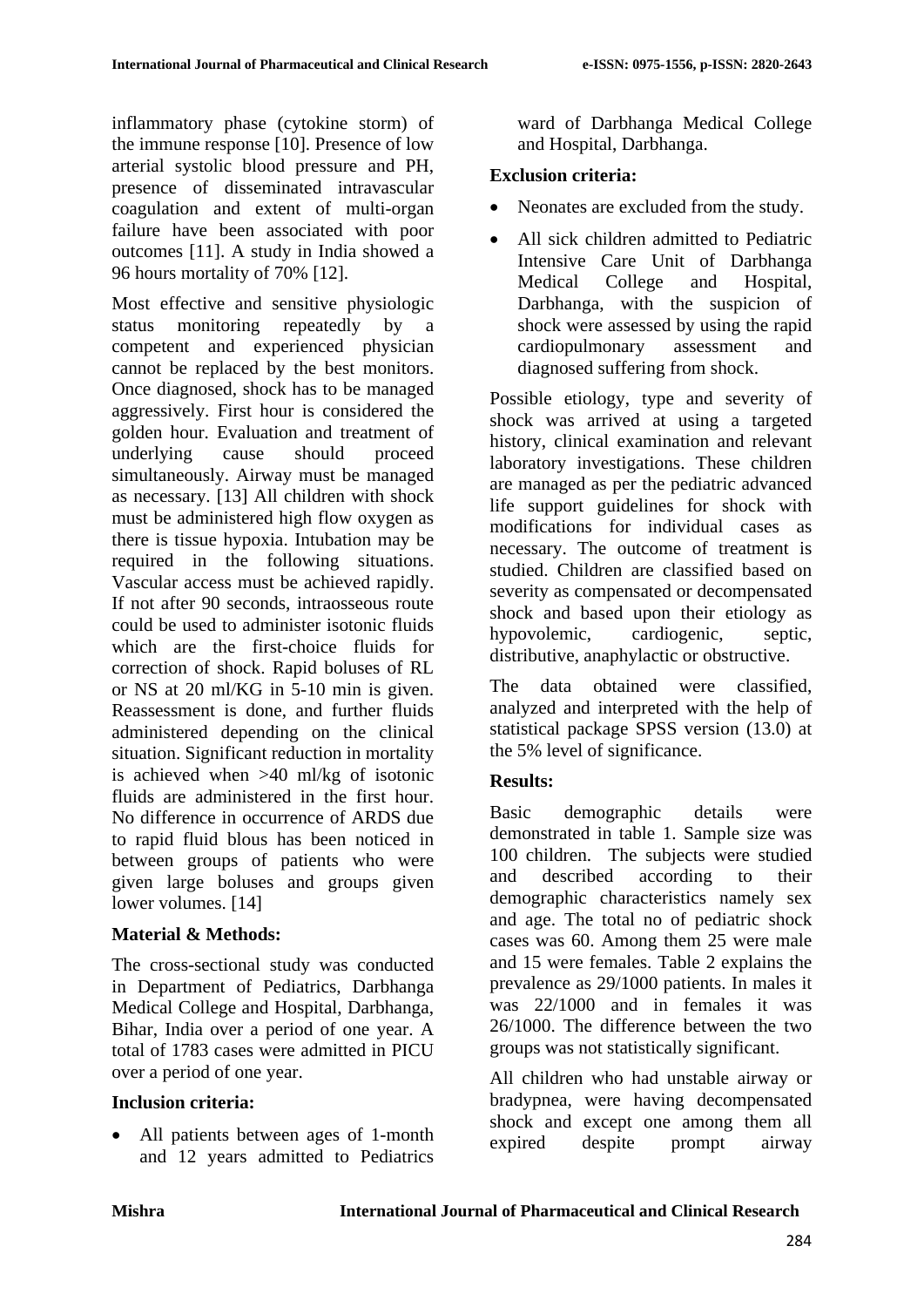inflammatory phase (cytokine storm) of the immune response [10]. Presence of low arterial systolic blood pressure and PH, presence of disseminated intravascular coagulation and extent of multi-organ failure have been associated with poor outcomes [11]. A study in India showed a 96 hours mortality of 70% [12].

Most effective and sensitive physiologic status monitoring repeatedly by a competent and experienced physician cannot be replaced by the best monitors. Once diagnosed, shock has to be managed aggressively. First hour is considered the golden hour. Evaluation and treatment of underlying cause should proceed simultaneously. Airway must be managed as necessary. [13] All children with shock must be administered high flow oxygen as there is tissue hypoxia. Intubation may be required in the following situations. Vascular access must be achieved rapidly. If not after 90 seconds, intraosseous route could be used to administer isotonic fluids which are the first-choice fluids for correction of shock. Rapid boluses of RL or NS at 20 ml/KG in 5-10 min is given. Reassessment is done, and further fluids administered depending on the clinical situation. Significant reduction in mortality is achieved when >40 ml/kg of isotonic fluids are administered in the first hour. No difference in occurrence of ARDS due to rapid fluid blous has been noticed in between groups of patients who were given large boluses and groups given lower volumes. [14]

**Material & Methods:**

The cross-sectional study was conducted in Department of Pediatrics, Darbhanga Medical College and Hospital, Darbhanga, Bihar, India over a period of one year. A total of 1783 cases were admitted in PICU over a period of one year.

**Inclusion criteria:**

- All patients between ages of 1-month and 12 years admitted to Pediatrics ward of Darbhanga Medical College and Hospital, Darbhanga.

**Exclusion criteria:**

- Neonates are excluded from the study.
- All sick children admitted to Pediatric Intensive Care Unit of Darbhanga Medical College and Hospital, Darbhanga, with the suspicion of shock were assessed by using the rapid cardiopulmonary assessment and diagnosed suffering from shock.

Possible etiology, type and severity of shock was arrived at using a targeted history, clinical examination and relevant laboratory investigations. These children are managed as per the pediatric advanced life support guidelines for shock with modifications for individual cases as necessary. The outcome of treatment is studied. Children are classified based on severity as compensated or decompensated shock and based upon their etiology as hypovolemic, cardiogenic, septic, distributive, anaphylactic or obstructive.

The data obtained were classified, analyzed and interpreted with the help of statistical package SPSS version (13.0) at the 5% level of significance.

**Results:**

Basic demographic details were demonstrated in table 1. Sample size was 100 children. The subjects were studied and described according to their demographic characteristics namely sex and age. The total no of pediatric shock cases was 60. Among them 25 were male and 15 were females. Table 2 explains the prevalence as 29/1000 patients. In males it was 22/1000 and in females it was 26/1000. The difference between the two groups was not statistically significant.

All children who had unstable airway or bradypnea, were having decompensated shock and except one among them all expired despite prompt airway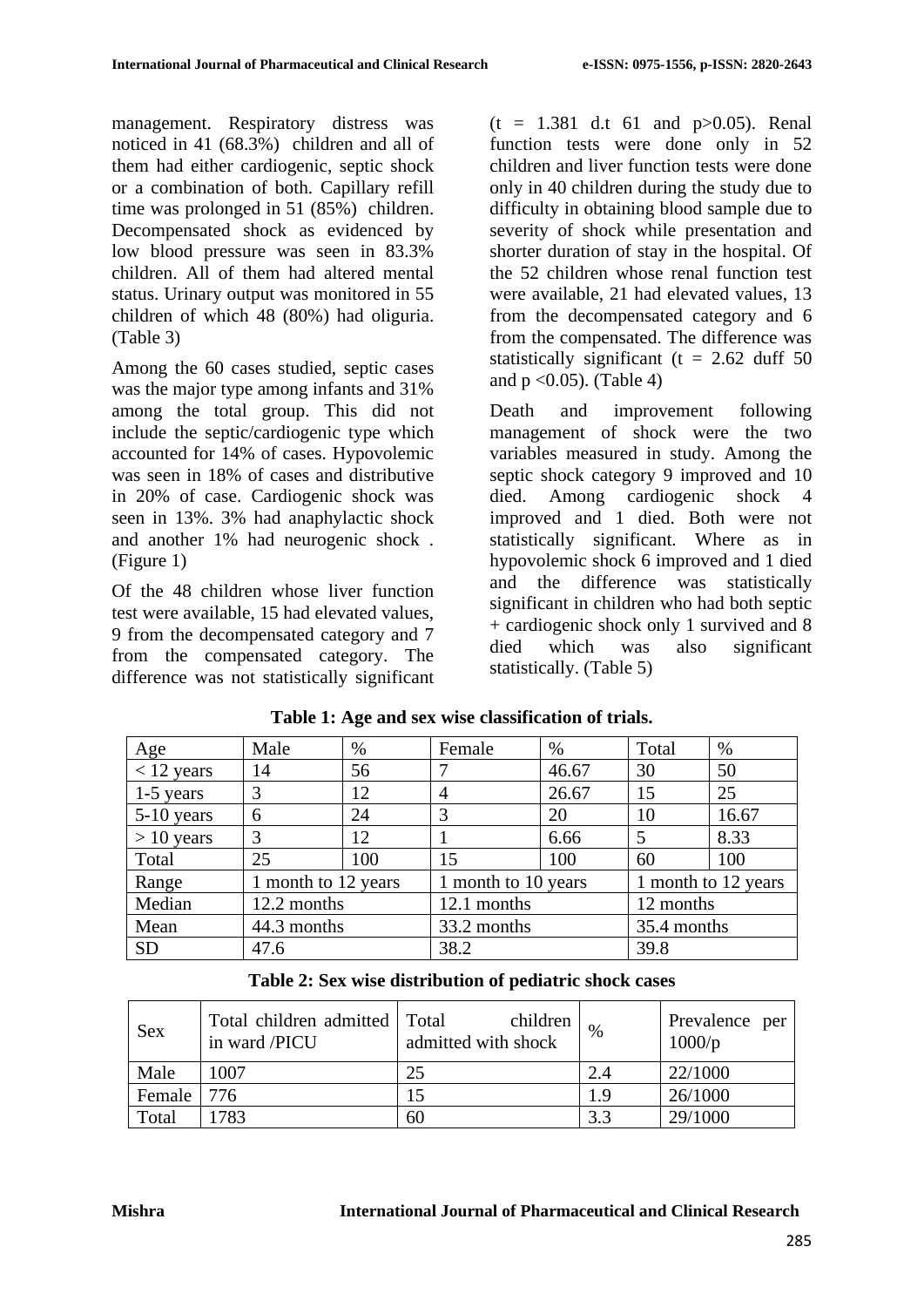management. Respiratory distress was noticed in 41 (68.3%) children and all of them had either cardiogenic, septic shock or a combination of both. Capillary refill time was prolonged in 51 (85%) children. Decompensated shock as evidenced by low blood pressure was seen in 83.3% children. All of them had altered mental status. Urinary output was monitored in 55 children of which 48 (80%) had oliguria. (Table 3)

Among the 60 cases studied, septic cases was the major type among infants and 31% among the total group. This did not include the septic/cardiogenic type which accounted for 14% of cases. Hypovolemic was seen in 18% of cases and distributive in 20% of case. Cardiogenic shock was seen in 13%. 3% had anaphylactic shock and another 1% had neurogenic shock . (Figure 1)

Of the 48 children whose liver function test were available, 15 had elevated values, 9 from the decompensated category and 7 from the compensated category. The difference was not statistically significant ($t = 1.381$ d.t 61 and $p>0.05$). Renal function tests were done only in 52 children and liver function tests were done only in 40 children during the study due to difficulty in obtaining blood sample due to severity of shock while presentation and shorter duration of stay in the hospital. Of the 52 children whose renal function test were available, 21 had elevated values, 13 from the decompensated category and 6 from the compensated. The difference was statistically significant ($t = 2.62$ duff 50 and $p <0.05$). (Table 4)

Death and improvement following management of shock were the two variables measured in study. Among the septic shock category 9 improved and 10 died. Among cardiogenic shock 4 improved and 1 died. Both were not statistically significant. Where as in hypovolemic shock 6 improved and 1 died and the difference was statistically significant in children who had both septic + cardiogenic shock only 1 survived and 8 died which was also significant statistically. (Table 5)

**Table 1: Age and sex wise classification of trials.**

| Age | Male | % | Female | % | Total | % |
|---|---|---|---|---|---|---|
| < 12 years | 14 | 56 | 7 | 46.67 | 30 | 50 |
| 1-5 years | 3 | 12 | 4 | 26.67 | 15 | 25 |
| 5-10 years | 6 | 24 | 3 | 20 | 10 | 16.67 |
| > 10 years | 3 | 12 | 1 | 6.66 | 5 | 8.33 |
| Total | 25 | 100 | 15 | 100 | 60 | 100 |
| Range | 1 month to 12 years | | 1 month to 10 years | | 1 month to 12 years | |
| Median | 12.2 months | | 12.1 months | | 12 months | |
| Mean | 44.3 months | | 33.2 months | | 35.4 months | |
| SD | 47.6 | | 38.2 | | 39.8 | |

**Table 2: Sex wise distribution of pediatric shock cases**

| Sex | Total children admitted in ward /PICU | Total children admitted with shock | % | Prevalence per 1000/p |
|---|---|---|---|---|
| Male | 1007 | 25 | 2.4 | 22/1000 |
| Female | 776 | 15 | 1.9 | 26/1000 |
| Total | 1783 | 60 | 3.3 | 29/1000 |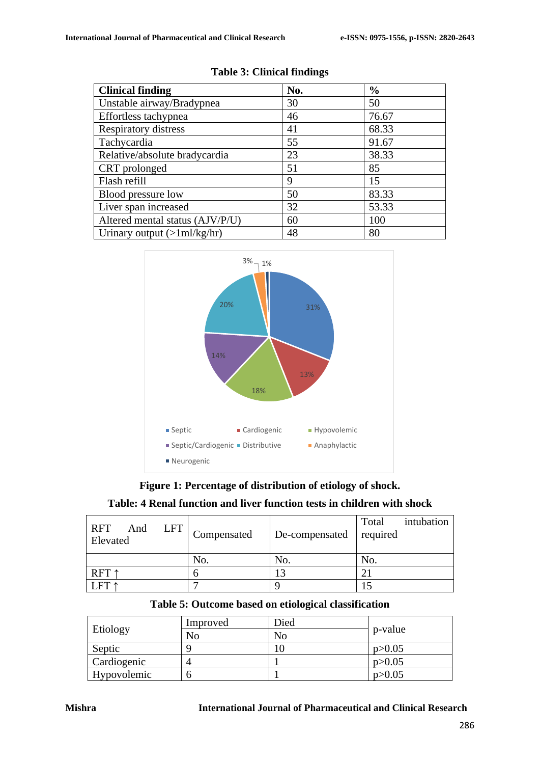**Table 3: Clinical findings**

| Clinical finding | No. | % |
|---|---|---|
| Unstable airway/Bradypnea | 30 | 50 |
| Effortless tachypnea | 46 | 76.67 |
| Respiratory distress | 41 | 68.33 |
| Tachycardia | 55 | 91.67 |
| Relative/absolute bradycardia | 23 | 38.33 |
| CRT prolonged | 51 | 85 |
| Flash refill | 9 | 15 |
| Blood pressure low | 50 | 83.33 |
| Liver span increased | 32 | 53.33 |
| Altered mental status (AJV/P/U) | 60 | 100 |
| Urinary output (>1ml/kg/hr) | 48 | 80 |

**Figure 1: Percentage of distribution of etiology of shock.**

**Table: 4 Renal function and liver function tests in children with shock**

| RFT And LFT Elevated | Compensated | De-compensated | Total intubation required |
|---|---|---|---|
| | No. | No. | No. |
| RFT ↑ | 6 | 13 | 21 |
| LFT ↑ | 7 | 9 | 15 |

**Table 5: Outcome based on etiological classification**

| Etiology | Improved | Died | p-value |
|---|---|---|---|
| | No | No | |
| Septic | 9 | 10 | p>0.05 |
| Cardiogenic | 4 | 1 | p>0.05 |
| Hypovolemic | 6 | 1 | p>0.05 |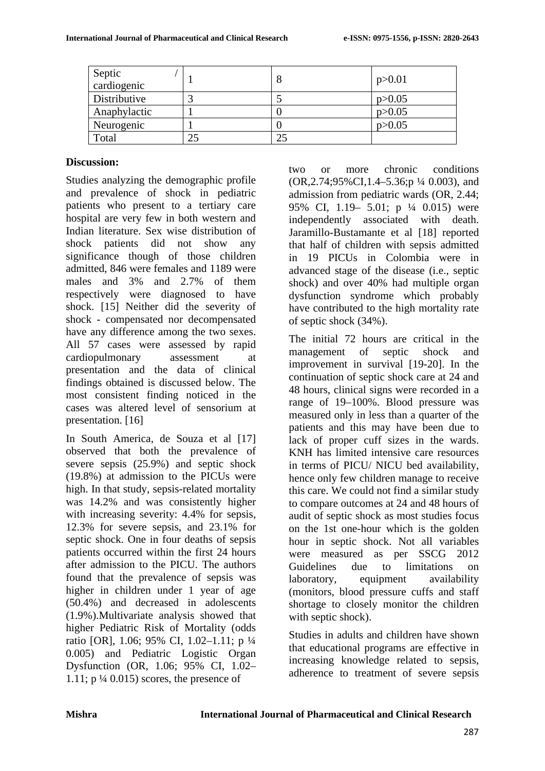| Septic / cardiogenic | 1 | 8 | p>0.01 |
|---|---|---|---|
| Distributive | 3 | 5 | p>0.05 |
| Anaphylactic | 1 | 0 | p>0.05 |
| Neurogenic | 1 | 0 | p>0.05 |
| Total | 25 | 25 | |

**Discussion:**

Studies analyzing the demographic profile and prevalence of shock in pediatric patients who present to a tertiary care hospital are very few in both western and Indian literature. Sex wise distribution of shock patients did not show any significance though of those children admitted, 846 were females and 1189 were males and 3% and 2.7% of them respectively were diagnosed to have shock. [15] Neither did the severity of shock - compensated nor decompensated have any difference among the two sexes. All 57 cases were assessed by rapid cardiopulmonary assessment at presentation and the data of clinical findings obtained is discussed below. The most consistent finding noticed in the cases was altered level of sensorium at presentation. [16]

In South America, de Souza et al [17] observed that both the prevalence of severe sepsis (25.9%) and septic shock (19.8%) at admission to the PICUs were high. In that study, sepsis-related mortality was 14.2% and was consistently higher with increasing severity: 4.4% for sepsis, 12.3% for severe sepsis, and 23.1% for septic shock. One in four deaths of sepsis patients occurred within the first 24 hours after admission to the PICU. The authors found that the prevalence of sepsis was higher in children under 1 year of age (50.4%) and decreased in adolescents (1.9%).Multivariate analysis showed that higher Pediatric Risk of Mortality (odds ratio [OR], 1.06; 95% CI, 1.02–1.11; p ¼ 0.005) and Pediatric Logistic Organ Dysfunction (OR, 1.06; 95% CI, 1.02–1.11; p ¼ 0.015) scores, the presence of two or more chronic conditions (OR,2.74;95%CI,1.4–5.36;p ¼ 0.003), and admission from pediatric wards (OR, 2.44; 95% CI, 1.19– 5.01; p ¼ 0.015) were independently associated with death. Jaramillo-Bustamante et al [18] reported that half of children with sepsis admitted in 19 PICUs in Colombia were in advanced stage of the disease (i.e., septic shock) and over 40% had multiple organ dysfunction syndrome which probably have contributed to the high mortality rate of septic shock (34%).

The initial 72 hours are critical in the management of septic shock and improvement in survival [19-20]. In the continuation of septic shock care at 24 and 48 hours, clinical signs were recorded in a range of 19–100%. Blood pressure was measured only in less than a quarter of the patients and this may have been due to lack of proper cuff sizes in the wards. KNH has limited intensive care resources in terms of PICU/ NICU bed availability, hence only few children manage to receive this care. We could not find a similar study to compare outcomes at 24 and 48 hours of audit of septic shock as most studies focus on the 1st one-hour which is the golden hour in septic shock. Not all variables were measured as per SSCG 2012 Guidelines due to limitations on laboratory, equipment availability (monitors, blood pressure cuffs and staff shortage to closely monitor the children with septic shock).

Studies in adults and children have shown that educational programs are effective in increasing knowledge related to sepsis, adherence to treatment of severe sepsis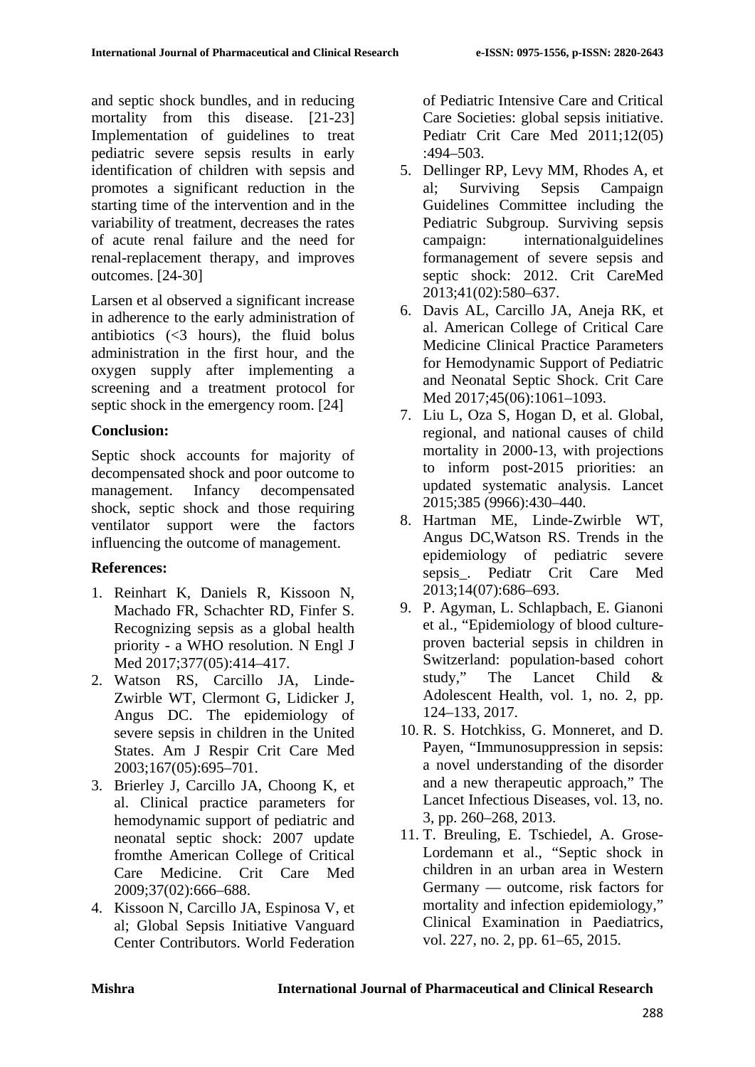and septic shock bundles, and in reducing mortality from this disease. [21-23] Implementation of guidelines to treat pediatric severe sepsis results in early identification of children with sepsis and promotes a significant reduction in the starting time of the intervention and in the variability of treatment, decreases the rates of acute renal failure and the need for renal-replacement therapy, and improves outcomes. [24-30]

Larsen et al observed a significant increase in adherence to the early administration of antibiotics (<3 hours), the fluid bolus administration in the first hour, and the oxygen supply after implementing a screening and a treatment protocol for septic shock in the emergency room. [24]

**Conclusion:**

Septic shock accounts for majority of decompensated shock and poor outcome to management. Infancy decompensated shock, septic shock and those requiring ventilator support were the factors influencing the outcome of management.

**References:**

1. Reinhart K, Daniels R, Kissoon N, Machado FR, Schachter RD, Finfer S. Recognizing sepsis as a global health priority - a WHO resolution. N Engl J Med 2017;377(05):414–417.
2. Watson RS, Carcillo JA, Linde-Zwirble WT, Clermont G, Lidicker J, Angus DC. The epidemiology of severe sepsis in children in the United States. Am J Respir Crit Care Med 2003;167(05):695–701.
3. Brierley J, Carcillo JA, Choong K, et al. Clinical practice parameters for hemodynamic support of pediatric and neonatal septic shock: 2007 update fromthe American College of Critical Care Medicine. Crit Care Med 2009;37(02):666–688.
4. Kissoon N, Carcillo JA, Espinosa V, et al; Global Sepsis Initiative Vanguard Center Contributors. World Federation of Pediatric Intensive Care and Critical Care Societies: global sepsis initiative. Pediatr Crit Care Med 2011;12(05):494–503.
5. Dellinger RP, Levy MM, Rhodes A, et al; Surviving Sepsis Campaign Guidelines Committee including the Pediatric Subgroup. Surviving sepsis campaign: internationalguidelines formanagement of severe sepsis and septic shock: 2012. Crit CareMed 2013;41(02):580–637.
6. Davis AL, Carcillo JA, Aneja RK, et al. American College of Critical Care Medicine Clinical Practice Parameters for Hemodynamic Support of Pediatric and Neonatal Septic Shock. Crit Care Med 2017;45(06):1061–1093.
7. Liu L, Oza S, Hogan D, et al. Global, regional, and national causes of child mortality in 2000-13, with projections to inform post-2015 priorities: an updated systematic analysis. Lancet 2015;385 (9966):430–440.
8. Hartman ME, Linde-Zwirble WT, Angus DC,Watson RS. Trends in the epidemiology of pediatric severe sepsis_. Pediatr Crit Care Med 2013;14(07):686–693.
9. P. Agyman, L. Schlapbach, E. Gianoni et al., "Epidemiology of blood culture-proven bacterial sepsis in children in Switzerland: population-based cohort study," The Lancet Child & Adolescent Health, vol. 1, no. 2, pp. 124–133, 2017.
10. R. S. Hotchkiss, G. Monneret, and D. Payen, "Immunosuppression in sepsis: a novel understanding of the disorder and a new therapeutic approach," The Lancet Infectious Diseases, vol. 13, no. 3, pp. 260–268, 2013.
11. T. Breuling, E. Tschiedel, A. Grose-Lordemann et al., "Septic shock in children in an urban area in Western Germany — outcome, risk factors for mortality and infection epidemiology," Clinical Examination in Paediatrics, vol. 227, no. 2, pp. 61–65, 2015.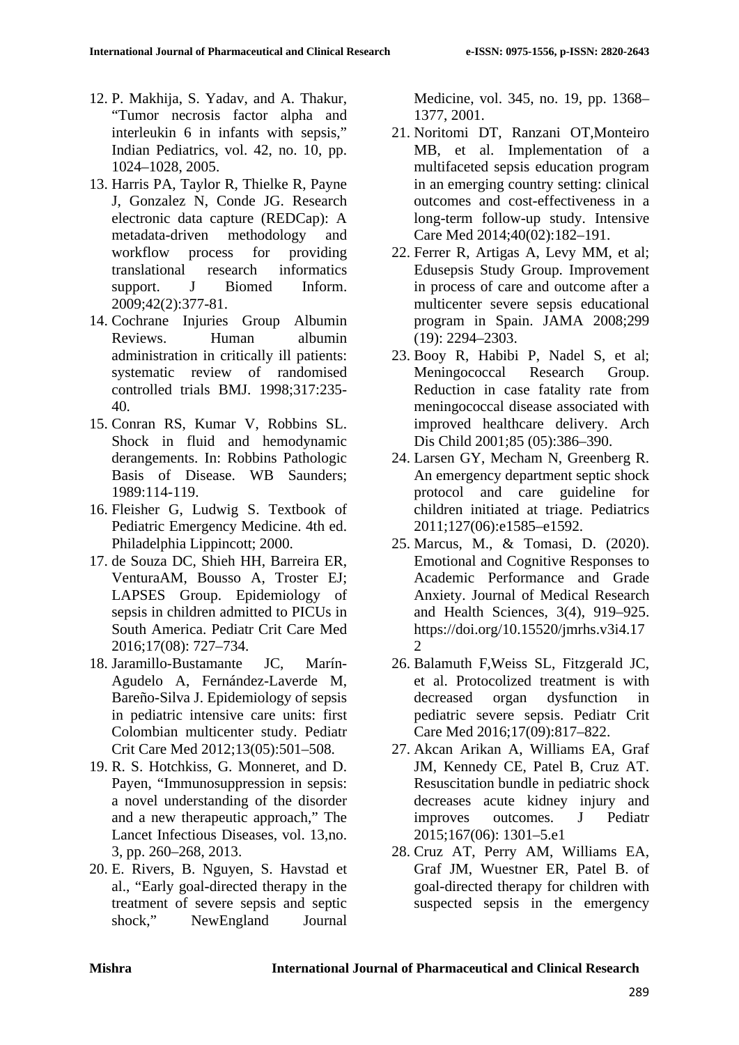12. P. Makhija, S. Yadav, and A. Thakur, "Tumor necrosis factor alpha and interleukin 6 in infants with sepsis," Indian Pediatrics, vol. 42, no. 10, pp. 1024–1028, 2005.
13. Harris PA, Taylor R, Thielke R, Payne J, Gonzalez N, Conde JG. Research electronic data capture (REDCap): A metadata-driven methodology and workflow process for providing translational research informatics support. J Biomed Inform. 2009;42(2):377-81.
14. Cochrane Injuries Group Albumin Reviews. Human albumin administration in critically ill patients: systematic review of randomised controlled trials BMJ. 1998;317:235-40.
15. Conran RS, Kumar V, Robbins SL. Shock in fluid and hemodynamic derangements. In: Robbins Pathologic Basis of Disease. WB Saunders; 1989:114-119.
16. Fleisher G, Ludwig S. Textbook of Pediatric Emergency Medicine. 4th ed. Philadelphia Lippincott; 2000.
17. de Souza DC, Shieh HH, Barreira ER, VenturaAM, Bousso A, Troster EJ; LAPSES Group. Epidemiology of sepsis in children admitted to PICUs in South America. Pediatr Crit Care Med 2016;17(08): 727–734.
18. Jaramillo-Bustamante JC, Marín-Agudelo A, Fernández-Laverde M, Bareño-Silva J. Epidemiology of sepsis in pediatric intensive care units: first Colombian multicenter study. Pediatr Crit Care Med 2012;13(05):501–508.
19. R. S. Hotchkiss, G. Monneret, and D. Payen, "Immunosuppression in sepsis: a novel understanding of the disorder and a new therapeutic approach," The Lancet Infectious Diseases, vol. 13,no. 3, pp. 260–268, 2013.
20. E. Rivers, B. Nguyen, S. Havstad et al., "Early goal-directed therapy in the treatment of severe sepsis and septic shock," NewEngland Journal Medicine, vol. 345, no. 19, pp. 1368–1377, 2001.
21. Noritomi DT, Ranzani OT,Monteiro MB, et al. Implementation of a multifaceted sepsis education program in an emerging country setting: clinical outcomes and cost-effectiveness in a long-term follow-up study. Intensive Care Med 2014;40(02):182–191.
22. Ferrer R, Artigas A, Levy MM, et al; Edusepsis Study Group. Improvement in process of care and outcome after a multicenter severe sepsis educational program in Spain. JAMA 2008;299 (19): 2294–2303.
23. Booy R, Habibi P, Nadel S, et al; Meningococcal Research Group. Reduction in case fatality rate from meningococcal disease associated with improved healthcare delivery. Arch Dis Child 2001;85 (05):386–390.
24. Larsen GY, Mecham N, Greenberg R. An emergency department septic shock protocol and care guideline for children initiated at triage. Pediatrics 2011;127(06):e1585–e1592.
25. Marcus, M., & Tomasi, D. (2020). Emotional and Cognitive Responses to Academic Performance and Grade Anxiety. Journal of Medical Research and Health Sciences, 3(4), 919–925. https://doi.org/10.15520/jmrhs.v3i4.172
26. Balamuth F,Weiss SL, Fitzgerald JC, et al. Protocolized treatment is with decreased organ dysfunction in pediatric severe sepsis. Pediatr Crit Care Med 2016;17(09):817–822.
27. Akcan Arikan A, Williams EA, Graf JM, Kennedy CE, Patel B, Cruz AT. Resuscitation bundle in pediatric shock decreases acute kidney injury and improves outcomes. J Pediatr 2015;167(06): 1301–5.e1
28. Cruz AT, Perry AM, Williams EA, Graf JM, Wuestner ER, Patel B. of goal-directed therapy for children with suspected sepsis in the emergency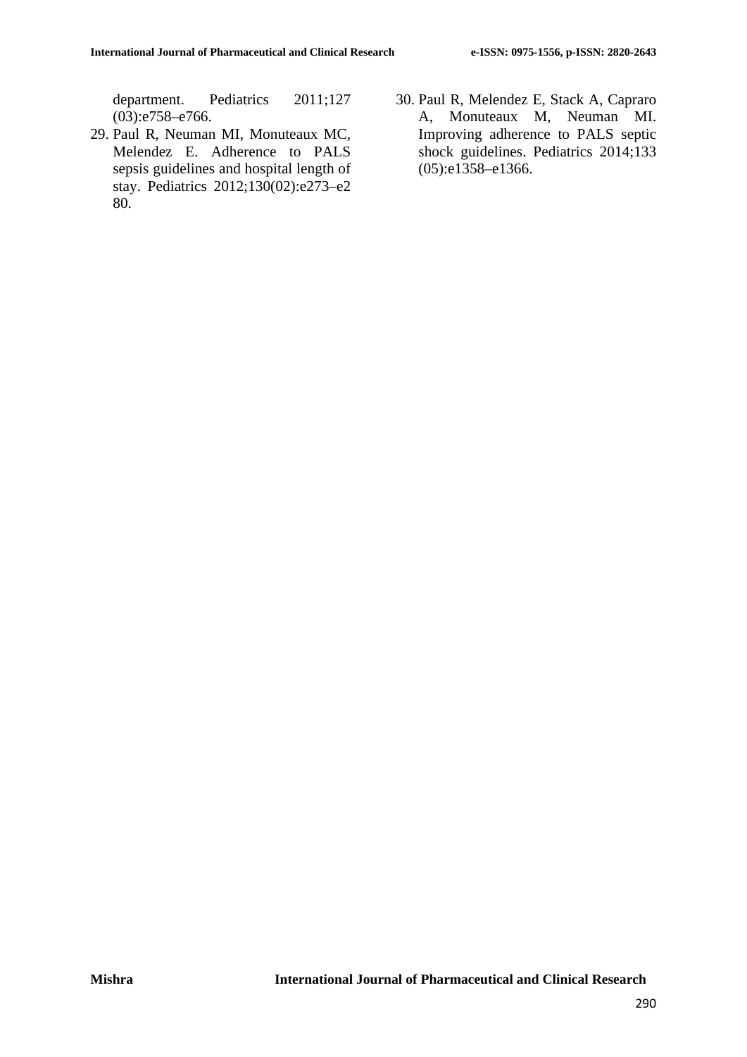department. Pediatrics 2011;127 (03):e758–e766.

29. Paul R, Neuman MI, Monuteaux MC, Melendez E. Adherence to PALS sepsis guidelines and hospital length of stay. Pediatrics 2012;130(02):e273–e280.
30. Paul R, Melendez E, Stack A, Capraro A, Monuteaux M, Neuman MI. Improving adherence to PALS septic shock guidelines. Pediatrics 2014;133 (05):e1358–e1366.